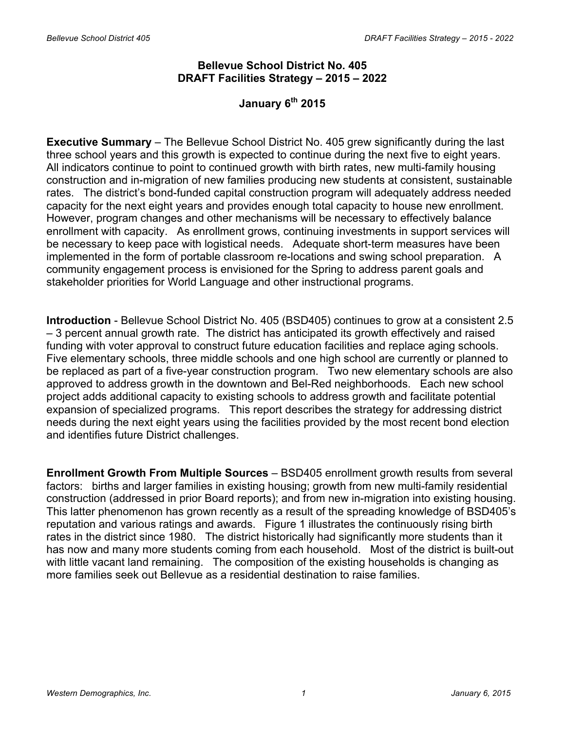# Bellevue School District No. 405
# DRAFT Facilities Strategy – 2015 – 2022

## January 6th 2015

**Executive Summary** – The Bellevue School District No. 405 grew significantly during the last three school years and this growth is expected to continue during the next five to eight years. All indicators continue to point to continued growth with birth rates, new multi-family housing construction and in-migration of new families producing new students at consistent, sustainable rates. The district's bond-funded capital construction program will adequately address needed capacity for the next eight years and provides enough total capacity to house new enrollment. However, program changes and other mechanisms will be necessary to effectively balance enrollment with capacity. As enrollment grows, continuing investments in support services will be necessary to keep pace with logistical needs. Adequate short-term measures have been implemented in the form of portable classroom re-locations and swing school preparation. A community engagement process is envisioned for the Spring to address parent goals and stakeholder priorities for World Language and other instructional programs.

**Introduction** - Bellevue School District No. 405 (BSD405) continues to grow at a consistent 2.5 – 3 percent annual growth rate. The district has anticipated its growth effectively and raised funding with voter approval to construct future education facilities and replace aging schools. Five elementary schools, three middle schools and one high school are currently or planned to be replaced as part of a five-year construction program. Two new elementary schools are also approved to address growth in the downtown and Bel-Red neighborhoods. Each new school project adds additional capacity to existing schools to address growth and facilitate potential expansion of specialized programs. This report describes the strategy for addressing district needs during the next eight years using the facilities provided by the most recent bond election and identifies future District challenges.

**Enrollment Growth From Multiple Sources** – BSD405 enrollment growth results from several factors: births and larger families in existing housing; growth from new multi-family residential construction (addressed in prior Board reports); and from new in-migration into existing housing. This latter phenomenon has grown recently as a result of the spreading knowledge of BSD405's reputation and various ratings and awards. Figure 1 illustrates the continuously rising birth rates in the district since 1980. The district historically had significantly more students than it has now and many more students coming from each household. Most of the district is built-out with little vacant land remaining. The composition of the existing households is changing as more families seek out Bellevue as a residential destination to raise families.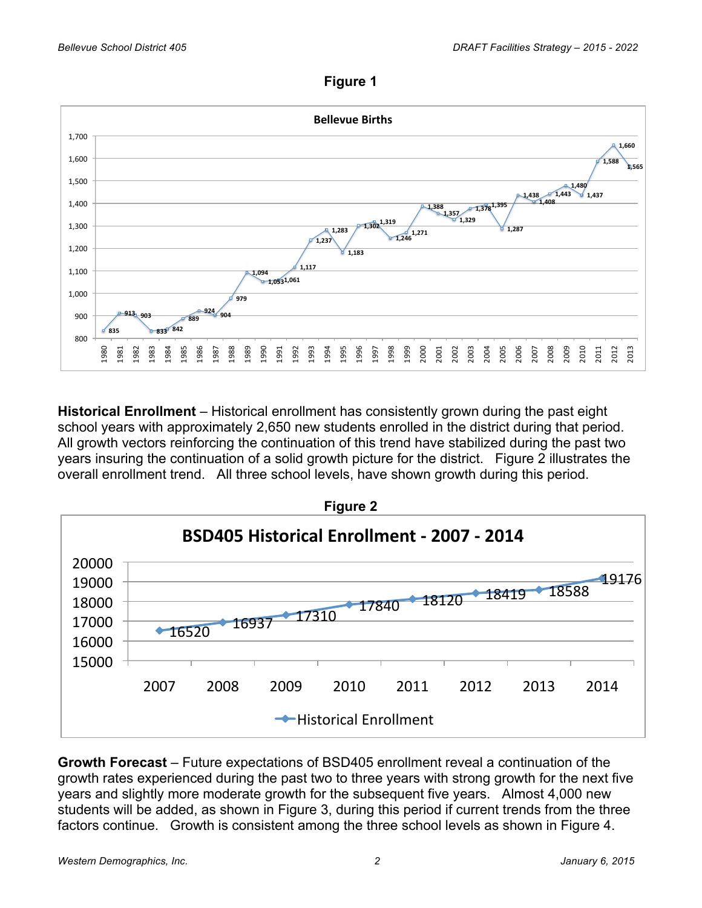**Figure 1**

**Bellevue Births**

| Year | Births |
|---|---|
| 1980 | 835 |
| 1981 | 913 |
| 1982 | 903 |
| 1983 | 833 |
| 1984 | 842 |
| 1985 | 889 |
| 1986 | 924 |
| 1987 | 904 |
| 1988 | 979 |
| 1989 | 1,094 |
| 1990 | 1,053 |
| 1991 | 1,061 |
| 1992 | 1,117 |
| 1993 | 1,237 |
| 1994 | 1,283 |
| 1995 | 1,183 |
| 1996 | 1,302 |
| 1997 | 1,319 |
| 1998 | 1,246 |
| 1999 | 1,271 |
| 2000 | 1,388 |
| 2001 | 1,357 |
| 2002 | 1,329 |
| 2003 | 1,378 |
| 2004 | 1,395 |
| 2005 | 1,287 |
| 2006 | 1,438 |
| 2007 | 1,408 |
| 2008 | 1,443 |
| 2009 | 1,480 |
| 2010 | 1,437 |
| 2011 | 1,588 |
| 2012 | 1,660 |
| 2013 | 1,565 |

**Historical Enrollment** – Historical enrollment has consistently grown during the past eight school years with approximately 2,650 new students enrolled in the district during that period. All growth vectors reinforcing the continuation of this trend have stabilized during the past two years insuring the continuation of a solid growth picture for the district. Figure 2 illustrates the overall enrollment trend. All three school levels, have shown growth during this period.

**Figure 2**

**BSD405 Historical Enrollment - 2007 - 2014**

| Year | Historical Enrollment |
|---|---|
| 2007 | 16520 |
| 2008 | 16937 |
| 2009 | 17310 |
| 2010 | 17840 |
| 2011 | 18120 |
| 2012 | 18419 |
| 2013 | 18588 |
| 2014 | 19176 |

**Growth Forecast** – Future expectations of BSD405 enrollment reveal a continuation of the growth rates experienced during the past two to three years with strong growth for the next five years and slightly more moderate growth for the subsequent five years. Almost 4,000 new students will be added, as shown in Figure 3, during this period if current trends from the three factors continue. Growth is consistent among the three school levels as shown in Figure 4.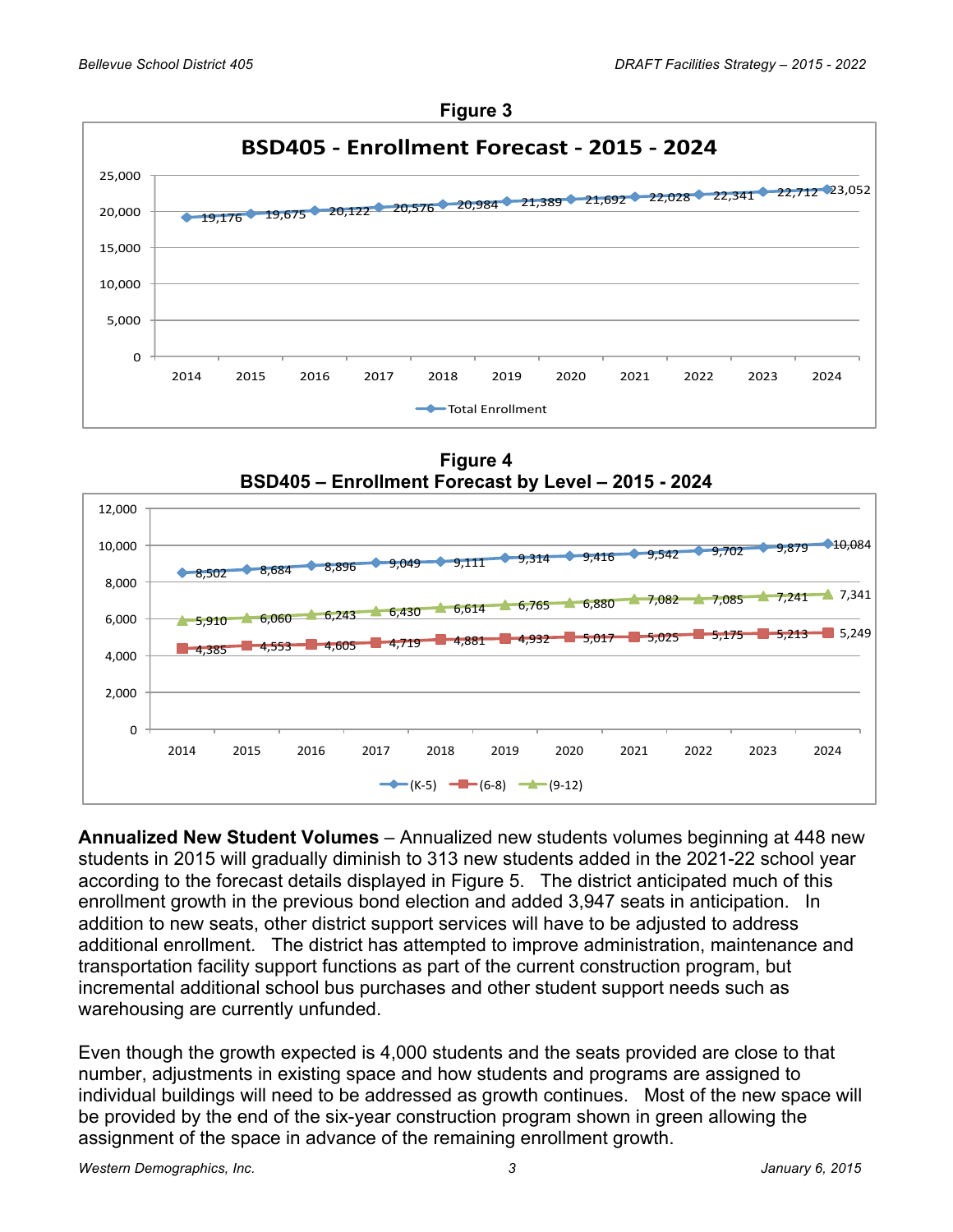**Figure 3**

**BSD405 - Enrollment Forecast - 2015 - 2024**

| Year | Total Enrollment |
|---|---|
| 2014 | 19,176 |
| 2015 | 19,675 |
| 2016 | 20,122 |
| 2017 | 20,576 |
| 2018 | 20,984 |
| 2019 | 21,389 |
| 2020 | 21,692 |
| 2021 | 22,028 |
| 2022 | 22,341 |
| 2023 | 22,712 |
| 2024 | 23,052 |

**Figure 4**

**BSD405 – Enrollment Forecast by Level – 2015 - 2024**

| Year | (K-5) | (6-8) | (9-12) |
|---|---|---|---|
| 2014 | 8,502 | 4,385 | 5,910 |
| 2015 | 8,684 | 4,553 | 6,060 |
| 2016 | 8,896 | 4,605 | 6,243 |
| 2017 | 9,049 | 4,719 | 6,430 |
| 2018 | 9,111 | 4,881 | 6,614 |
| 2019 | 9,314 | 4,932 | 6,765 |
| 2020 | 9,416 | 5,017 | 6,880 |
| 2021 | 9,542 | 5,025 | 7,082 |
| 2022 | 9,702 | 5,175 | 7,085 |
| 2023 | 9,879 | 5,213 | 7,241 |
| 2024 | 10,084 | 5,249 | 7,341 |

**Annualized New Student Volumes** – Annualized new students volumes beginning at 448 new students in 2015 will gradually diminish to 313 new students added in the 2021-22 school year according to the forecast details displayed in Figure 5. The district anticipated much of this enrollment growth in the previous bond election and added 3,947 seats in anticipation. In addition to new seats, other district support services will have to be adjusted to address additional enrollment. The district has attempted to improve administration, maintenance and transportation facility support functions as part of the current construction program, but incremental additional school bus purchases and other student support needs such as warehousing are currently unfunded.

Even though the growth expected is 4,000 students and the seats provided are close to that number, adjustments in existing space and how students and programs are assigned to individual buildings will need to be addressed as growth continues. Most of the new space will be provided by the end of the six-year construction program shown in green allowing the assignment of the space in advance of the remaining enrollment growth.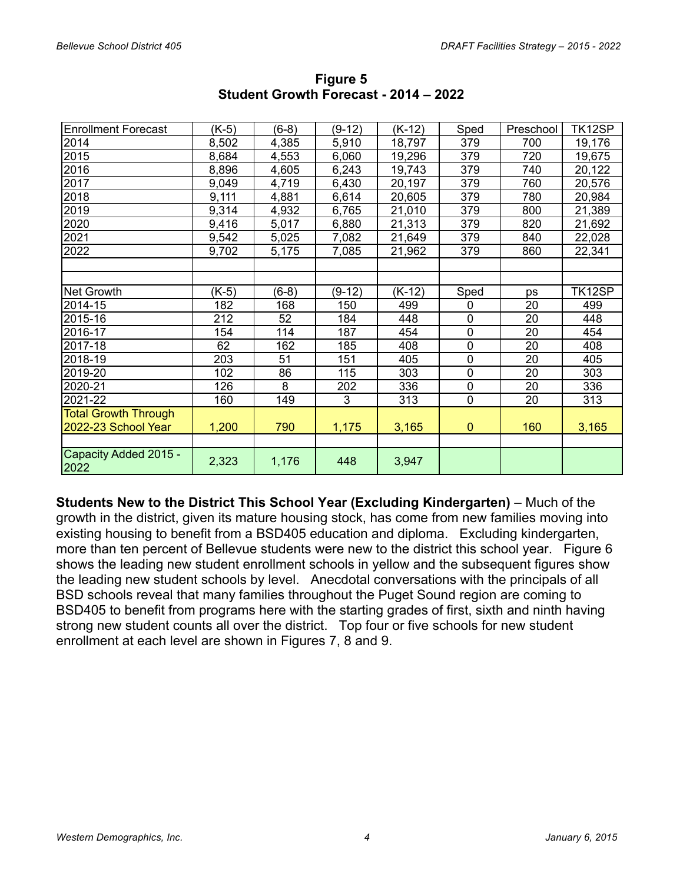## Figure 5
## Student Growth Forecast - 2014 – 2022

| Enrollment Forecast | (K-5) | (6-8) | (9-12) | (K-12) | Sped | Preschool | TK12SP |
|---|---|---|---|---|---|---|---|
| 2014 | 8,502 | 4,385 | 5,910 | 18,797 | 379 | 700 | 19,176 |
| 2015 | 8,684 | 4,553 | 6,060 | 19,296 | 379 | 720 | 19,675 |
| 2016 | 8,896 | 4,605 | 6,243 | 19,743 | 379 | 740 | 20,122 |
| 2017 | 9,049 | 4,719 | 6,430 | 20,197 | 379 | 760 | 20,576 |
| 2018 | 9,111 | 4,881 | 6,614 | 20,605 | 379 | 780 | 20,984 |
| 2019 | 9,314 | 4,932 | 6,765 | 21,010 | 379 | 800 | 21,389 |
| 2020 | 9,416 | 5,017 | 6,880 | 21,313 | 379 | 820 | 21,692 |
| 2021 | 9,542 | 5,025 | 7,082 | 21,649 | 379 | 840 | 22,028 |
| 2022 | 9,702 | 5,175 | 7,085 | 21,962 | 379 | 860 | 22,341 |
| | | | | | | | |
| | | | | | | | |
| Net Growth | (K-5) | (6-8) | (9-12) | (K-12) | Sped | ps | TK12SP |
| 2014-15 | 182 | 168 | 150 | 499 | 0 | 20 | 499 |
| 2015-16 | 212 | 52 | 184 | 448 | 0 | 20 | 448 |
| 2016-17 | 154 | 114 | 187 | 454 | 0 | 20 | 454 |
| 2017-18 | 62 | 162 | 185 | 408 | 0 | 20 | 408 |
| 2018-19 | 203 | 51 | 151 | 405 | 0 | 20 | 405 |
| 2019-20 | 102 | 86 | 115 | 303 | 0 | 20 | 303 |
| 2020-21 | 126 | 8 | 202 | 336 | 0 | 20 | 336 |
| 2021-22 | 160 | 149 | 3 | 313 | 0 | 20 | 313 |
| Total Growth Through 2022-23 School Year | 1,200 | 790 | 1,175 | 3,165 | 0 | 160 | 3,165 |
| | | | | | | | |
| Capacity Added 2015 - 2022 | 2,323 | 1,176 | 448 | 3,947 | | | |

**Students New to the District This School Year (Excluding Kindergarten)** – Much of the growth in the district, given its mature housing stock, has come from new families moving into existing housing to benefit from a BSD405 education and diploma. Excluding kindergarten, more than ten percent of Bellevue students were new to the district this school year. Figure 6 shows the leading new student enrollment schools in yellow and the subsequent figures show the leading new student schools by level. Anecdotal conversations with the principals of all BSD schools reveal that many families throughout the Puget Sound region are coming to BSD405 to benefit from programs here with the starting grades of first, sixth and ninth having strong new student counts all over the district. Top four or five schools for new student enrollment at each level are shown in Figures 7, 8 and 9.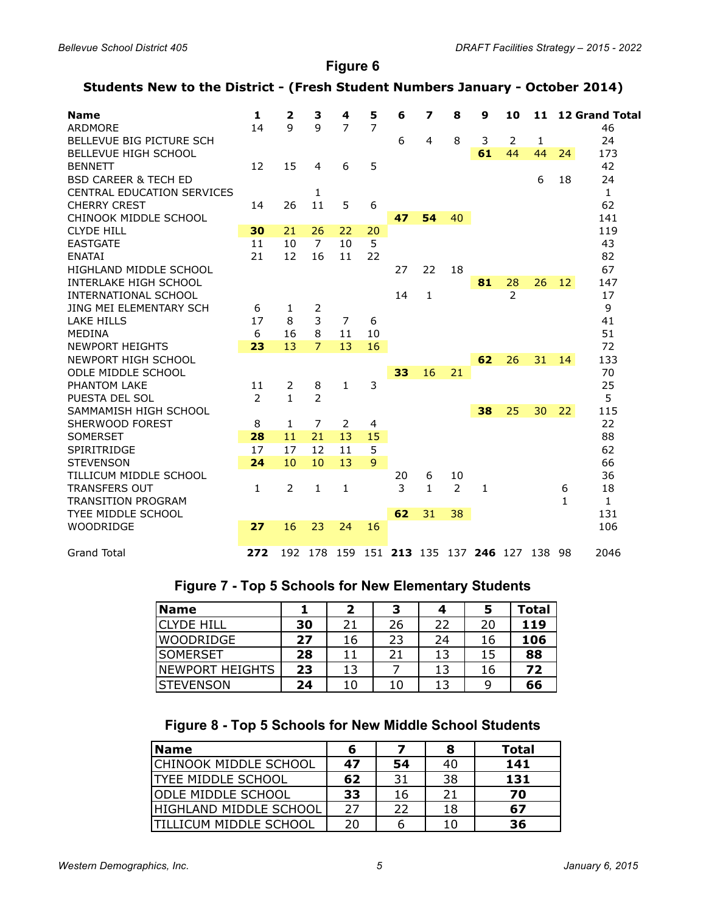## Figure 6

### Students New to the District - (Fresh Student Numbers January - October 2014)

| Name | 1 | 2 | 3 | 4 | 5 | 6 | 7 | 8 | 9 | 10 | 11 | 12 | Grand Total |
|---|---|---|---|---|---|---|---|---|---|---|---|---|---|
| ARDMORE | 14 | 9 | 9 | 7 | 7 | | | | | | | | 46 |
| BELLEVUE BIG PICTURE SCH | | | | | | 6 | 4 | 8 | 3 | 2 | 1 | | 24 |
| BELLEVUE HIGH SCHOOL | | | | | | | | | **61** | 44 | 44 | 24 | 173 |
| BENNETT | 12 | 15 | 4 | 6 | 5 | | | | | | | | 42 |
| BSD CAREER & TECH ED | | | | | | | | | | | 6 | 18 | 24 |
| CENTRAL EDUCATION SERVICES | | | 1 | | | | | | | | | | 1 |
| CHERRY CREST | 14 | 26 | 11 | 5 | 6 | | | | | | | | 62 |
| CHINOOK MIDDLE SCHOOL | | | | | | **47** | **54** | 40 | | | | | 141 |
| CLYDE HILL | **30** | 21 | 26 | 22 | 20 | | | | | | | | 119 |
| EASTGATE | 11 | 10 | 7 | 10 | 5 | | | | | | | | 43 |
| ENATAI | 21 | 12 | 16 | 11 | 22 | | | | | | | | 82 |
| HIGHLAND MIDDLE SCHOOL | | | | | | 27 | 22 | 18 | | | | | 67 |
| INTERLAKE HIGH SCHOOL | | | | | | | | | **81** | 28 | 26 | 12 | 147 |
| INTERNATIONAL SCHOOL | | | | | | 14 | 1 | | | 2 | | | 17 |
| JING MEI ELEMENTARY SCH | 6 | 1 | 2 | | | | | | | | | | 9 |
| LAKE HILLS | 17 | 8 | 3 | 7 | 6 | | | | | | | | 41 |
| MEDINA | 6 | 16 | 8 | 11 | 10 | | | | | | | | 51 |
| NEWPORT HEIGHTS | **23** | 13 | 7 | 13 | 16 | | | | | | | | 72 |
| NEWPORT HIGH SCHOOL | | | | | | | | | **62** | 26 | 31 | 14 | 133 |
| ODLE MIDDLE SCHOOL | | | | | | **33** | 16 | 21 | | | | | 70 |
| PHANTOM LAKE | 11 | 2 | 8 | 1 | 3 | | | | | | | | 25 |
| PUESTA DEL SOL | 2 | 1 | 2 | | | | | | | | | | 5 |
| SAMMAMISH HIGH SCHOOL | | | | | | | | | **38** | 25 | 30 | 22 | 115 |
| SHERWOOD FOREST | 8 | 1 | 7 | 2 | 4 | | | | | | | | 22 |
| SOMERSET | **28** | 11 | 21 | 13 | 15 | | | | | | | | 88 |
| SPIRITRIDGE | 17 | 17 | 12 | 11 | 5 | | | | | | | | 62 |
| STEVENSON | **24** | 10 | 10 | 13 | 9 | | | | | | | | 66 |
| TILLICUM MIDDLE SCHOOL | | | | | | 20 | 6 | 10 | | | | | 36 |
| TRANSFERS OUT | 1 | 2 | 1 | 1 | | 3 | 1 | 2 | 1 | | | 6 | 18 |
| TRANSITION PROGRAM | | | | | | | | | | | | 1 | 1 |
| TYEE MIDDLE SCHOOL | | | | | | **62** | 31 | 38 | | | | | 131 |
| WOODRIDGE | **27** | 16 | 23 | 24 | 16 | | | | | | | | 106 |
| Grand Total | **272** | 192 | 178 | 159 | 151 | **213** | 135 | 137 | **246** | 127 | 138 | 98 | 2046 |

### Figure 7 - Top 5 Schools for New Elementary Students

| Name | 1 | 2 | 3 | 4 | 5 | Total |
|---|---|---|---|---|---|---|
| CLYDE HILL | **30** | 21 | 26 | 22 | 20 | **119** |
| WOODRIDGE | **27** | 16 | 23 | 24 | 16 | **106** |
| SOMERSET | **28** | 11 | 21 | 13 | 15 | **88** |
| NEWPORT HEIGHTS | **23** | 13 | 7 | 13 | 16 | **72** |
| STEVENSON | **24** | 10 | 10 | 13 | 9 | **66** |

### Figure 8 - Top 5 Schools for New Middle School Students

| Name | 6 | 7 | 8 | Total |
|---|---|---|---|---|
| CHINOOK MIDDLE SCHOOL | **47** | **54** | 40 | **141** |
| TYEE MIDDLE SCHOOL | **62** | 31 | 38 | **131** |
| ODLE MIDDLE SCHOOL | **33** | 16 | 21 | **70** |
| HIGHLAND MIDDLE SCHOOL | 27 | 22 | 18 | **67** |
| TILLICUM MIDDLE SCHOOL | 20 | 6 | 10 | **36** |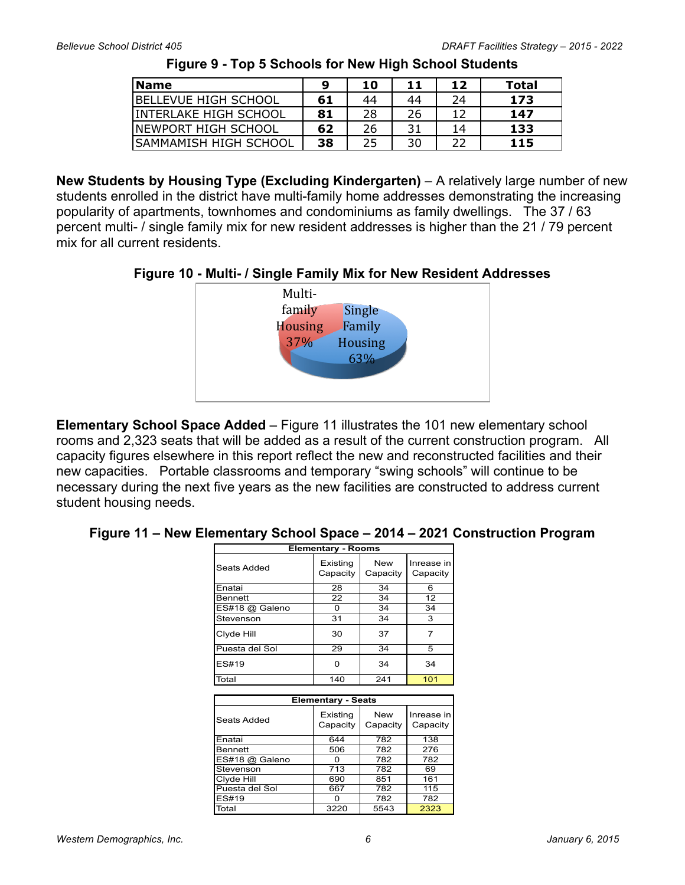**Figure 9 - Top 5 Schools for New High School Students**

| Name | 9 | 10 | 11 | 12 | Total |
|---|---|---|---|---|---|
| BELLEVUE HIGH SCHOOL | **61** | 44 | 44 | 24 | **173** |
| INTERLAKE HIGH SCHOOL | **81** | 28 | 26 | 12 | **147** |
| NEWPORT HIGH SCHOOL | **62** | 26 | 31 | 14 | **133** |
| SAMMAMISH HIGH SCHOOL | **38** | 25 | 30 | 22 | **115** |

**New Students by Housing Type (Excluding Kindergarten)** – A relatively large number of new students enrolled in the district have multi-family home addresses demonstrating the increasing popularity of apartments, townhomes and condominiums as family dwellings. The 37 / 63 percent multi- / single family mix for new resident addresses is higher than the 21 / 79 percent mix for all current residents.

**Figure 10 - Multi- / Single Family Mix for New Resident Addresses**

Multi-family Housing 37%

Single Family Housing 63%

**Elementary School Space Added** – Figure 11 illustrates the 101 new elementary school rooms and 2,323 seats that will be added as a result of the current construction program. All capacity figures elsewhere in this report reflect the new and reconstructed facilities and their new capacities. Portable classrooms and temporary "swing schools" will continue to be necessary during the next five years as the new facilities are constructed to address current student housing needs.

**Figure 11 – New Elementary School Space – 2014 – 2021 Construction Program**

| Elementary - Rooms | | | |
|---|---|---|---|
| Seats Added | Existing Capacity | New Capacity | Inrease in Capacity |
| Enatai | 28 | 34 | 6 |
| Bennett | 22 | 34 | 12 |
| ES#18 @ Galeno | 0 | 34 | 34 |
| Stevenson | 31 | 34 | 3 |
| Clyde Hill | 30 | 37 | 7 |
| Puesta del Sol | 29 | 34 | 5 |
| ES#19 | 0 | 34 | 34 |
| Total | 140 | 241 | 101 |

| Elementary - Seats | | | |
|---|---|---|---|
| Seats Added | Existing Capacity | New Capacity | Inrease in Capacity |
| Enatai | 644 | 782 | 138 |
| Bennett | 506 | 782 | 276 |
| ES#18 @ Galeno | 0 | 782 | 782 |
| Stevenson | 713 | 782 | 69 |
| Clyde Hill | 690 | 851 | 161 |
| Puesta del Sol | 667 | 782 | 115 |
| ES#19 | 0 | 782 | 782 |
| Total | 3220 | 5543 | 2323 |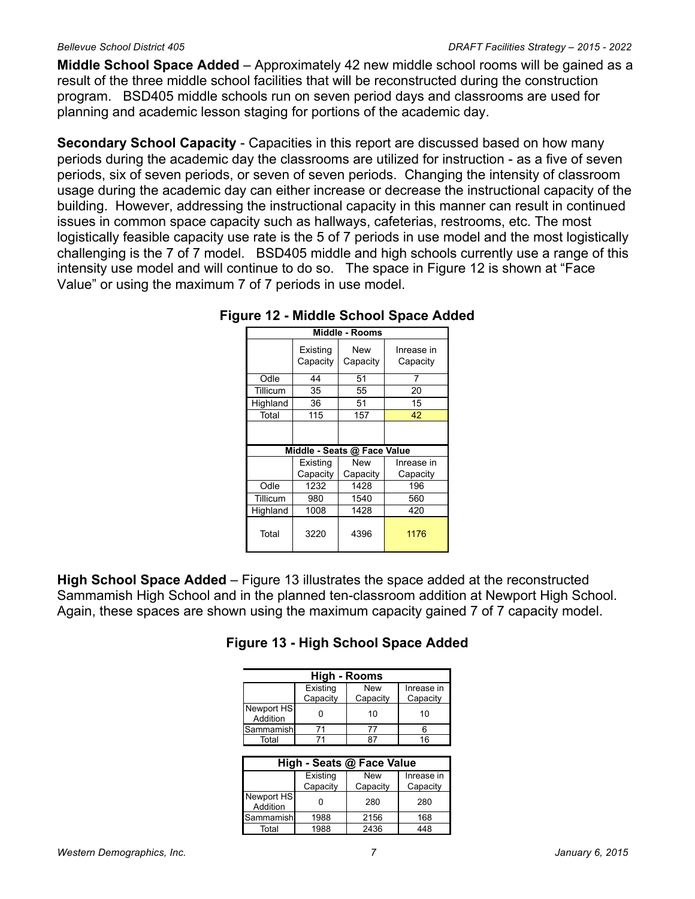**Middle School Space Added** – Approximately 42 new middle school rooms will be gained as a result of the three middle school facilities that will be reconstructed during the construction program. BSD405 middle schools run on seven period days and classrooms are used for planning and academic lesson staging for portions of the academic day.

**Secondary School Capacity** - Capacities in this report are discussed based on how many periods during the academic day the classrooms are utilized for instruction - as a five of seven periods, six of seven periods, or seven of seven periods. Changing the intensity of classroom usage during the academic day can either increase or decrease the instructional capacity of the building. However, addressing the instructional capacity in this manner can result in continued issues in common space capacity such as hallways, cafeterias, restrooms, etc. The most logistically feasible capacity use rate is the 5 of 7 periods in use model and the most logistically challenging is the 7 of 7 model. BSD405 middle and high schools currently use a range of this intensity use model and will continue to do so. The space in Figure 12 is shown at "Face Value" or using the maximum 7 of 7 periods in use model.

**Figure 12 - Middle School Space Added**

| Middle - Rooms | Existing Capacity | New Capacity | Inrease in Capacity |
|---|---|---|---|
| Odle | 44 | 51 | 7 |
| Tillicum | 35 | 55 | 20 |
| Highland | 36 | 51 | 15 |
| Total | 115 | 157 | 42 |

| Middle - Seats @ Face Value | Existing Capacity | New Capacity | Inrease in Capacity |
|---|---|---|---|
| Odle | 1232 | 1428 | 196 |
| Tillicum | 980 | 1540 | 560 |
| Highland | 1008 | 1428 | 420 |
| Total | 3220 | 4396 | 1176 |

**High School Space Added** – Figure 13 illustrates the space added at the reconstructed Sammamish High School and in the planned ten-classroom addition at Newport High School. Again, these spaces are shown using the maximum capacity gained 7 of 7 capacity model.

**Figure 13 - High School Space Added**

| High - Rooms | Existing Capacity | New Capacity | Inrease in Capacity |
|---|---|---|---|
| Newport HS Addition | 0 | 10 | 10 |
| Sammamish | 71 | 77 | 6 |
| Total | 71 | 87 | 16 |

| High - Seats @ Face Value | Existing Capacity | New Capacity | Inrease in Capacity |
|---|---|---|---|
| Newport HS Addition | 0 | 280 | 280 |
| Sammamish | 1988 | 2156 | 168 |
| Total | 1988 | 2436 | 448 |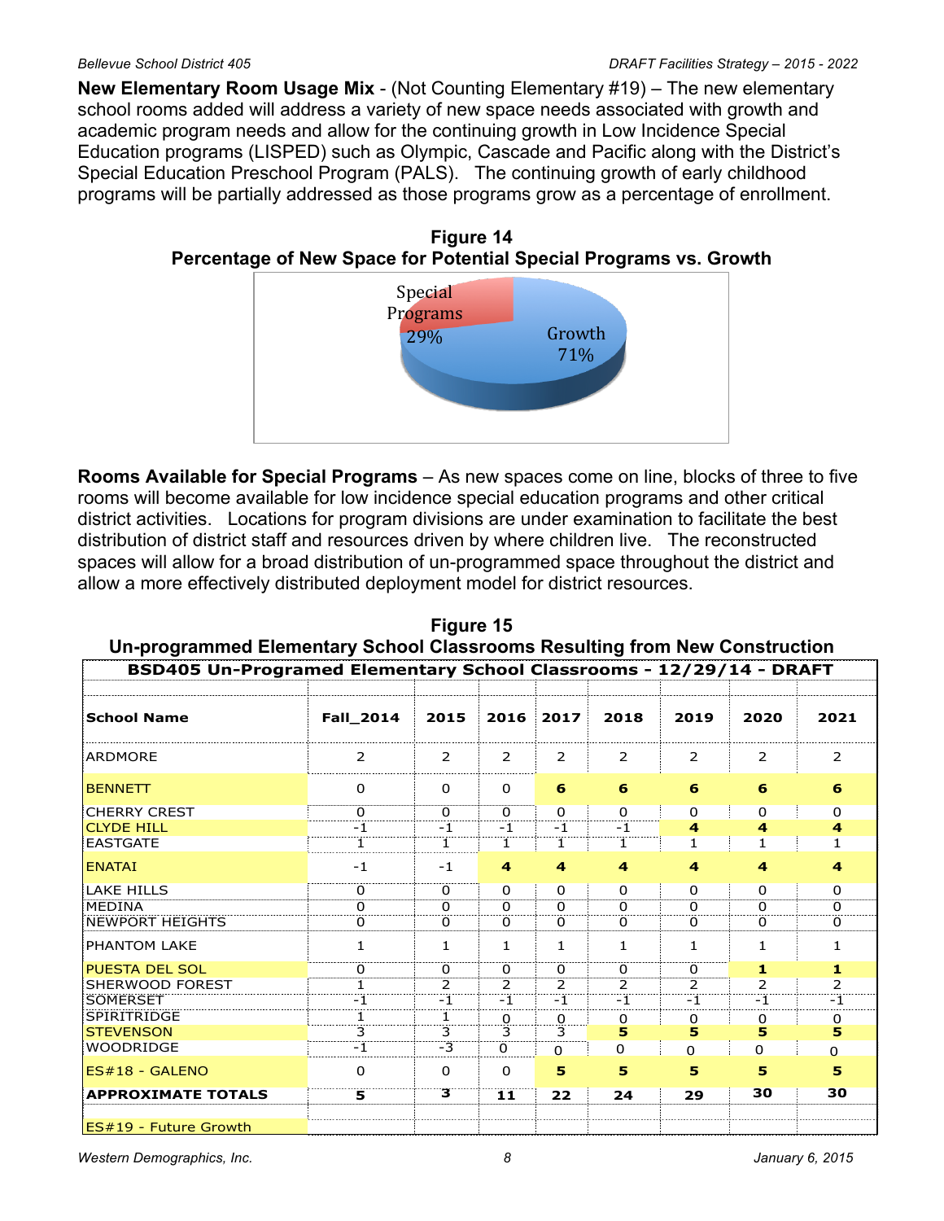**New Elementary Room Usage Mix** - (Not Counting Elementary #19) – The new elementary school rooms added will address a variety of new space needs associated with growth and academic program needs and allow for the continuing growth in Low Incidence Special Education programs (LISPED) such as Olympic, Cascade and Pacific along with the District's Special Education Preschool Program (PALS). The continuing growth of early childhood programs will be partially addressed as those programs grow as a percentage of enrollment.

**Figure 14**
**Percentage of New Space for Potential Special Programs vs. Growth**

Special Programs 29%

Growth 71%

**Rooms Available for Special Programs** – As new spaces come on line, blocks of three to five rooms will become available for low incidence special education programs and other critical district activities. Locations for program divisions are under examination to facilitate the best distribution of district staff and resources driven by where children live. The reconstructed spaces will allow for a broad distribution of un-programmed space throughout the district and allow a more effectively distributed deployment model for district resources.

**Figure 15**
**Un-programmed Elementary School Classrooms Resulting from New Construction**

**BSD405 Un-Programed Elementary School Classrooms - 12/29/14 - DRAFT**

| School Name | Fall_2014 | 2015 | 2016 | 2017 | 2018 | 2019 | 2020 | 2021 |
|---|---|---|---|---|---|---|---|---|
| ARDMORE | 2 | 2 | 2 | 2 | 2 | 2 | 2 | 2 |
| BENNETT | 0 | 0 | 0 | **6** | **6** | **6** | **6** | **6** |
| CHERRY CREST | 0 | 0 | 0 | 0 | 0 | 0 | 0 | 0 |
| CLYDE HILL | -1 | -1 | -1 | -1 | -1 | **4** | **4** | **4** |
| EASTGATE | 1 | 1 | 1 | 1 | 1 | 1 | 1 | 1 |
| ENATAI | -1 | -1 | **4** | **4** | **4** | **4** | **4** | **4** |
| LAKE HILLS | 0 | 0 | 0 | 0 | 0 | 0 | 0 | 0 |
| MEDINA | 0 | 0 | 0 | 0 | 0 | 0 | 0 | 0 |
| NEWPORT HEIGHTS | 0 | 0 | 0 | 0 | 0 | 0 | 0 | 0 |
| PHANTOM LAKE | 1 | 1 | 1 | 1 | 1 | 1 | 1 | 1 |
| PUESTA DEL SOL | 0 | 0 | 0 | 0 | 0 | 0 | **1** | **1** |
| SHERWOOD FOREST | 1 | 2 | 2 | 2 | 2 | 2 | 2 | 2 |
| SOMERSET | -1 | -1 | -1 | -1 | -1 | -1 | -1 | -1 |
| SPIRITRIDGE | 1 | 1 | 0 | 0 | 0 | 0 | 0 | 0 |
| STEVENSON | 3 | 3 | 3 | 3 | **5** | **5** | **5** | **5** |
| WOODRIDGE | -1 | -3 | 0 | 0 | 0 | 0 | 0 | 0 |
| ES#18 - GALENO | 0 | 0 | 0 | **5** | **5** | **5** | **5** | **5** |
| **APPROXIMATE TOTALS** | **5** | **3** | **11** | **22** | **24** | **29** | **30** | **30** |
| ES#19 - Future Growth | | | | | | | | |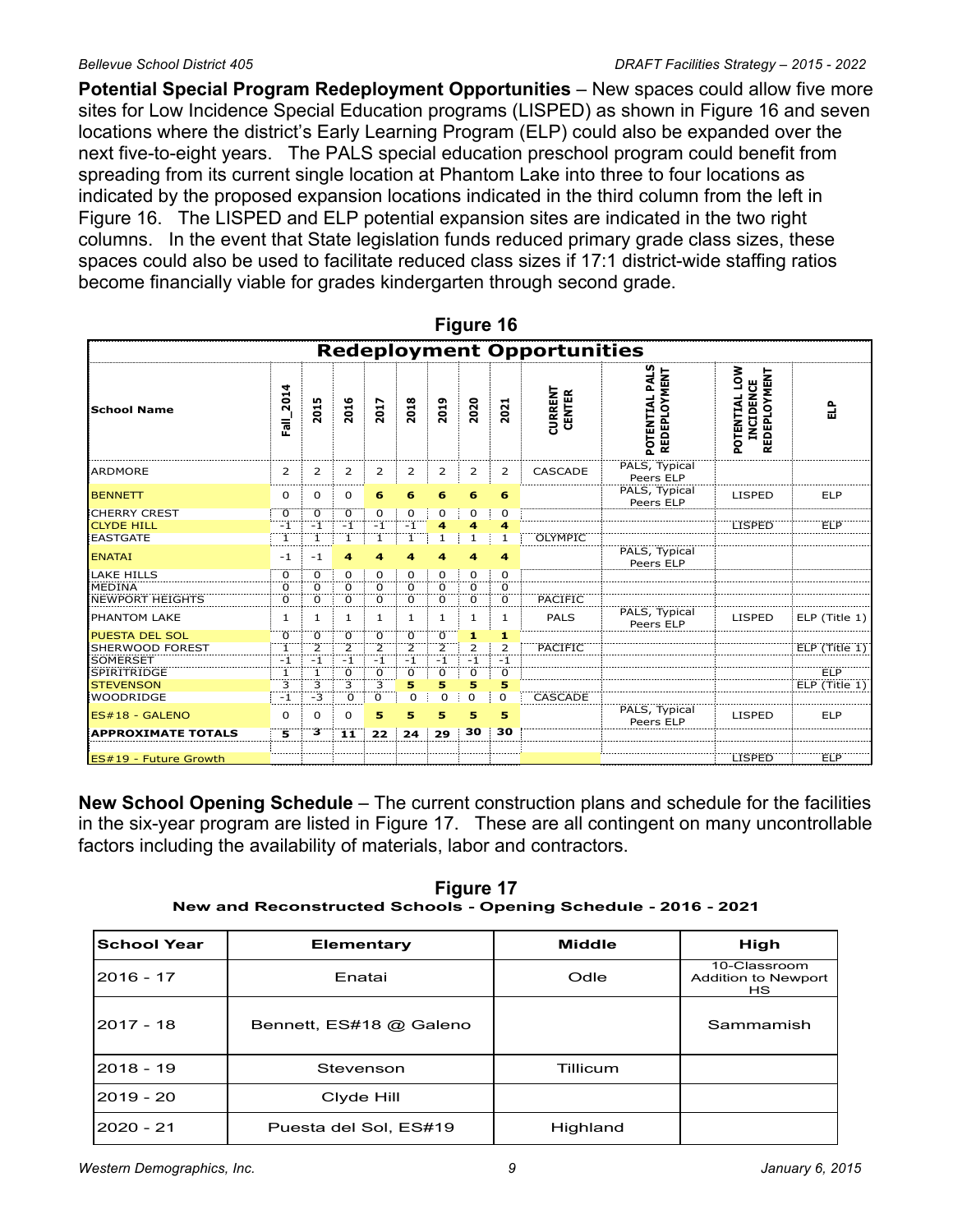**Potential Special Program Redeployment Opportunities** – New spaces could allow five more sites for Low Incidence Special Education programs (LISPED) as shown in Figure 16 and seven locations where the district's Early Learning Program (ELP) could also be expanded over the next five-to-eight years. The PALS special education preschool program could benefit from spreading from its current single location at Phantom Lake into three to four locations as indicated by the proposed expansion locations indicated in the third column from the left in Figure 16. The LISPED and ELP potential expansion sites are indicated in the two right columns. In the event that State legislation funds reduced primary grade class sizes, these spaces could also be used to facilitate reduced class sizes if 17:1 district-wide staffing ratios become financially viable for grades kindergarten through second grade.

**Figure 16**

**Redeployment Opportunities**

| School Name | Fall_2014 | 2015 | 2016 | 2017 | 2018 | 2019 | 2020 | 2021 | CURRENT CENTER | POTENTIAL PALS REDEPLOYMENT | POTENTIAL LOW INCIDENCE REDEPLOYMENT | ELP |
|---|---|---|---|---|---|---|---|---|---|---|---|---|
| ARDMORE | 2 | 2 | 2 | 2 | 2 | 2 | 2 | 2 | CASCADE | PALS, Typical Peers ELP | | |
| BENNETT | 0 | 0 | 0 | **6** | **6** | **6** | **6** | **6** | | PALS, Typical Peers ELP | LISPED | ELP |
| CHERRY CREST | 0 | 0 | 0 | 0 | 0 | 0 | 0 | 0 | | | | |
| CLYDE HILL | -1 | -1 | -1 | -1 | -1 | **4** | **4** | **4** | | | LISPED | ELP |
| EASTGATE | 1 | 1 | 1 | 1 | 1 | 1 | 1 | 1 | OLYMPIC | | | |
| ENATAI | -1 | -1 | **4** | **4** | **4** | **4** | **4** | **4** | | PALS, Typical Peers ELP | | |
| LAKE HILLS | 0 | 0 | 0 | 0 | 0 | 0 | 0 | 0 | | | | |
| MEDINA | 0 | 0 | 0 | 0 | 0 | 0 | 0 | 0 | | | | |
| NEWPORT HEIGHTS | 0 | 0 | 0 | 0 | 0 | 0 | 0 | 0 | PACIFIC | | | |
| PHANTOM LAKE | 1 | 1 | 1 | 1 | 1 | 1 | 1 | 1 | PALS | PALS, Typical Peers ELP | LISPED | ELP (Title 1) |
| PUESTA DEL SOL | 0 | 0 | 0 | 0 | 0 | 0 | **1** | **1** | | | | |
| SHERWOOD FOREST | 1 | 2 | 2 | 2 | 2 | 2 | 2 | 2 | PACIFIC | | | ELP (Title 1) |
| SOMERSET | -1 | -1 | -1 | -1 | -1 | -1 | -1 | -1 | | | | |
| SPIRITRIDGE | 1 | 1 | 0 | 0 | 0 | 0 | 0 | 0 | | | | ELP |
| STEVENSON | 3 | 3 | 3 | 3 | **5** | **5** | **5** | **5** | | | | ELP (Title 1) |
| WOODRIDGE | -1 | -3 | 0 | 0 | 0 | 0 | 0 | 0 | CASCADE | | | |
| ES#18 - GALENO | 0 | 0 | 0 | **5** | **5** | **5** | **5** | **5** | | PALS, Typical Peers ELP | LISPED | ELP |
| **APPROXIMATE TOTALS** | **5** | **3** | **11** | **22** | **24** | **29** | **30** | **30** | | | | |
| ES#19 - Future Growth | | | | | | | | | | | LISPED | ELP |

**New School Opening Schedule** – The current construction plans and schedule for the facilities in the six-year program are listed in Figure 17. These are all contingent on many uncontrollable factors including the availability of materials, labor and contractors.

**Figure 17**
**New and Reconstructed Schools - Opening Schedule - 2016 - 2021**

| School Year | Elementary | Middle | High |
|---|---|---|---|
| 2016 - 17 | Enatai | Odle | 10-Classroom Addition to Newport HS |
| 2017 - 18 | Bennett, ES#18 @ Galeno | | Sammamish |
| 2018 - 19 | Stevenson | Tillicum | |
| 2019 - 20 | Clyde Hill | | |
| 2020 - 21 | Puesta del Sol, ES#19 | Highland | |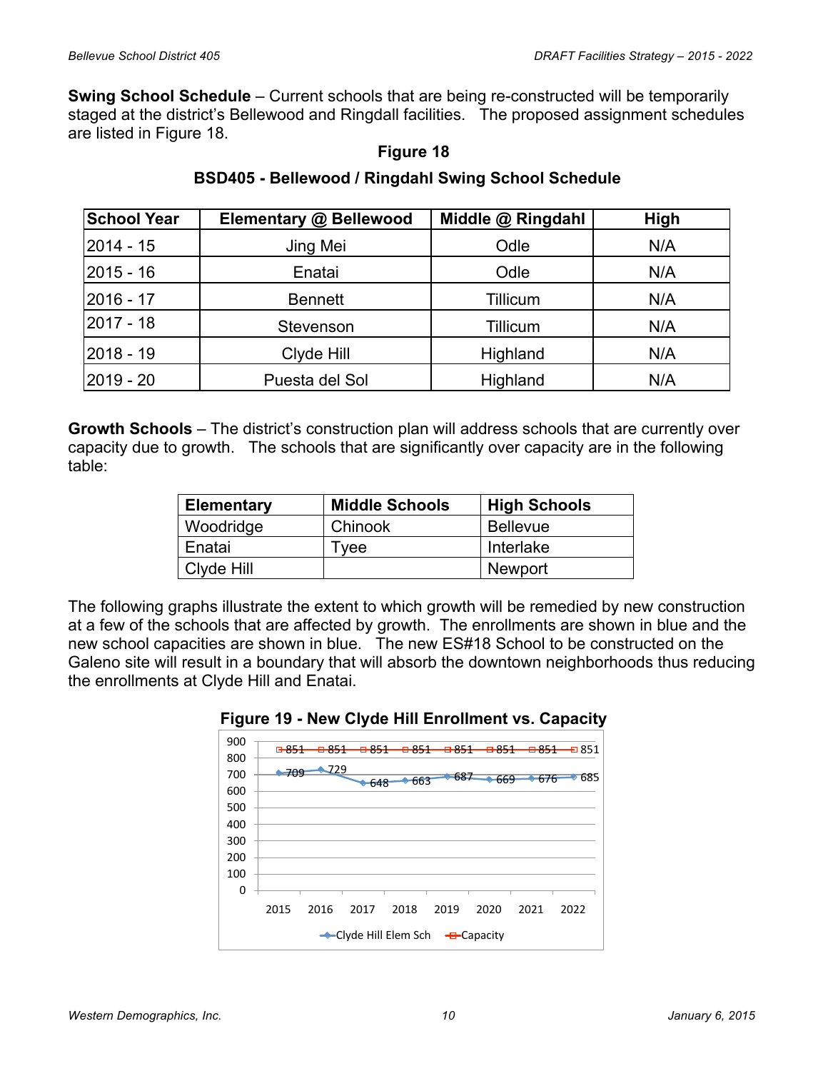**Swing School Schedule** – Current schools that are being re-constructed will be temporarily staged at the district's Bellewood and Ringdall facilities. The proposed assignment schedules are listed in Figure 18.

**Figure 18**

**BSD405 - Bellewood / Ringdahl Swing School Schedule**

| School Year | Elementary @ Bellewood | Middle @ Ringdahl | High |
|---|---|---|---|
| 2014 - 15 | Jing Mei | Odle | N/A |
| 2015 - 16 | Enatai | Odle | N/A |
| 2016 - 17 | Bennett | Tillicum | N/A |
| 2017 - 18 | Stevenson | Tillicum | N/A |
| 2018 - 19 | Clyde Hill | Highland | N/A |
| 2019 - 20 | Puesta del Sol | Highland | N/A |

**Growth Schools** – The district's construction plan will address schools that are currently over capacity due to growth. The schools that are significantly over capacity are in the following table:

| Elementary | Middle Schools | High Schools |
|---|---|---|
| Woodridge | Chinook | Bellevue |
| Enatai | Tyee | Interlake |
| Clyde Hill | | Newport |

The following graphs illustrate the extent to which growth will be remedied by new construction at a few of the schools that are affected by growth. The enrollments are shown in blue and the new school capacities are shown in blue. The new ES#18 School to be constructed on the Galeno site will result in a boundary that will absorb the downtown neighborhoods thus reducing the enrollments at Clyde Hill and Enatai.

**Figure 19 - New Clyde Hill Enrollment vs. Capacity**

| Year | Clyde Hill Elem Sch | Capacity |
|---|---|---|
| 2015 | 709 | 851 |
| 2016 | 729 | 851 |
| 2017 | 648 | 851 |
| 2018 | 663 | 851 |
| 2019 | 687 | 851 |
| 2020 | 669 | 851 |
| 2021 | 676 | 851 |
| 2022 | 685 | 851 |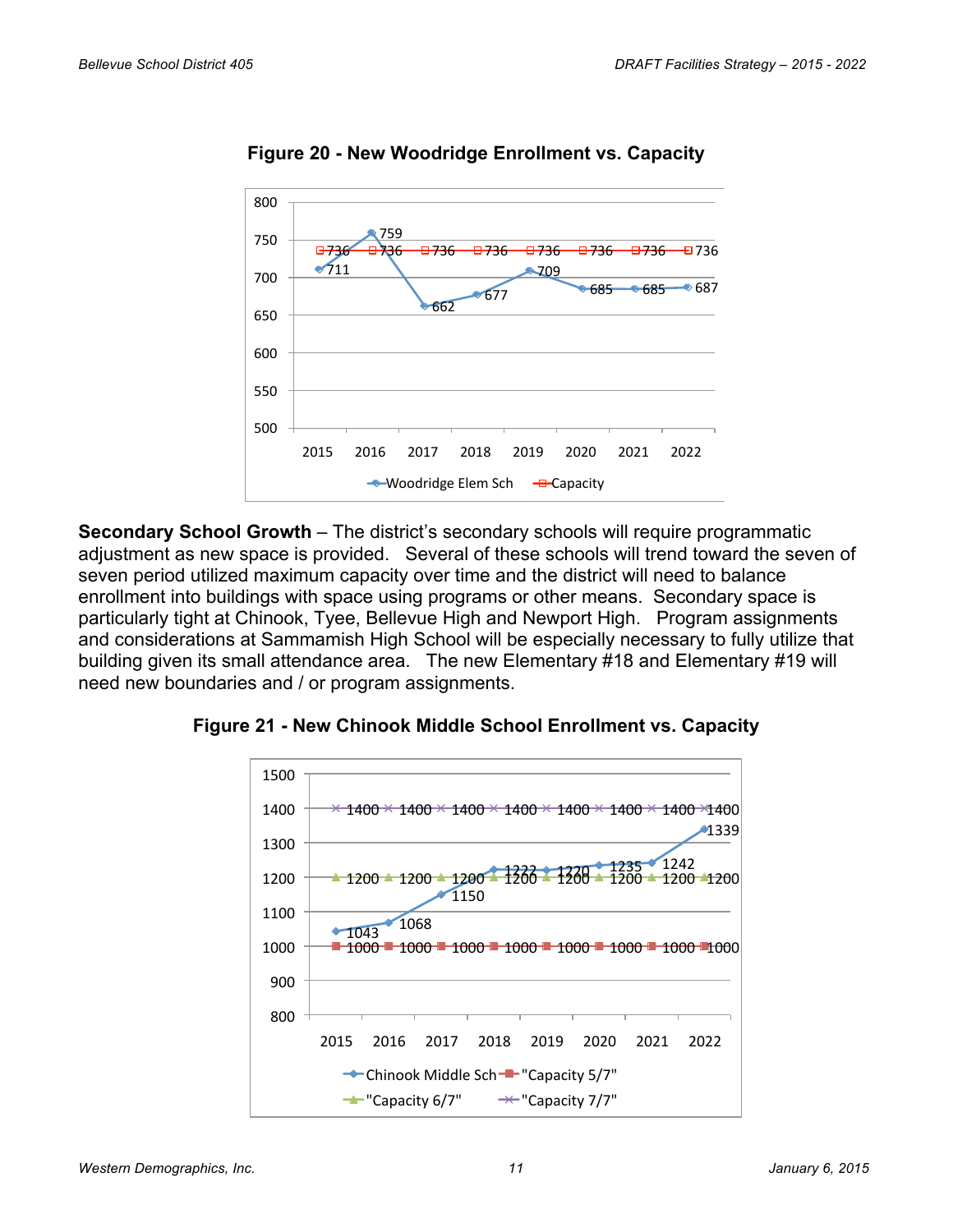**Figure 20 - New Woodridge Enrollment vs. Capacity**

| | 2015 | 2016 | 2017 | 2018 | 2019 | 2020 | 2021 | 2022 |
|---|---|---|---|---|---|---|---|---|
| Woodridge Elem Sch | 711 | 759 | 662 | 677 | 709 | 685 | 685 | 687 |
| Capacity | 736 | 736 | 736 | 736 | 736 | 736 | 736 | 736 |

**Secondary School Growth** – The district's secondary schools will require programmatic adjustment as new space is provided. Several of these schools will trend toward the seven of seven period utilized maximum capacity over time and the district will need to balance enrollment into buildings with space using programs or other means. Secondary space is particularly tight at Chinook, Tyee, Bellevue High and Newport High. Program assignments and considerations at Sammamish High School will be especially necessary to fully utilize that building given its small attendance area. The new Elementary #18 and Elementary #19 will need new boundaries and / or program assignments.

**Figure 21 - New Chinook Middle School Enrollment vs. Capacity**

| | 2015 | 2016 | 2017 | 2018 | 2019 | 2020 | 2021 | 2022 |
|---|---|---|---|---|---|---|---|---|
| Chinook Middle Sch | 1043 | 1068 | 1150 | 1222 | 1220 | 1235 | 1242 | 1339 |
| "Capacity 5/7" | 1000 | 1000 | 1000 | 1000 | 1000 | 1000 | 1000 | 1000 |
| "Capacity 6/7" | 1200 | 1200 | 1200 | 1200 | 1200 | 1200 | 1200 | 1200 |
| "Capacity 7/7" | 1400 | 1400 | 1400 | 1400 | 1400 | 1400 | 1400 | 1400 |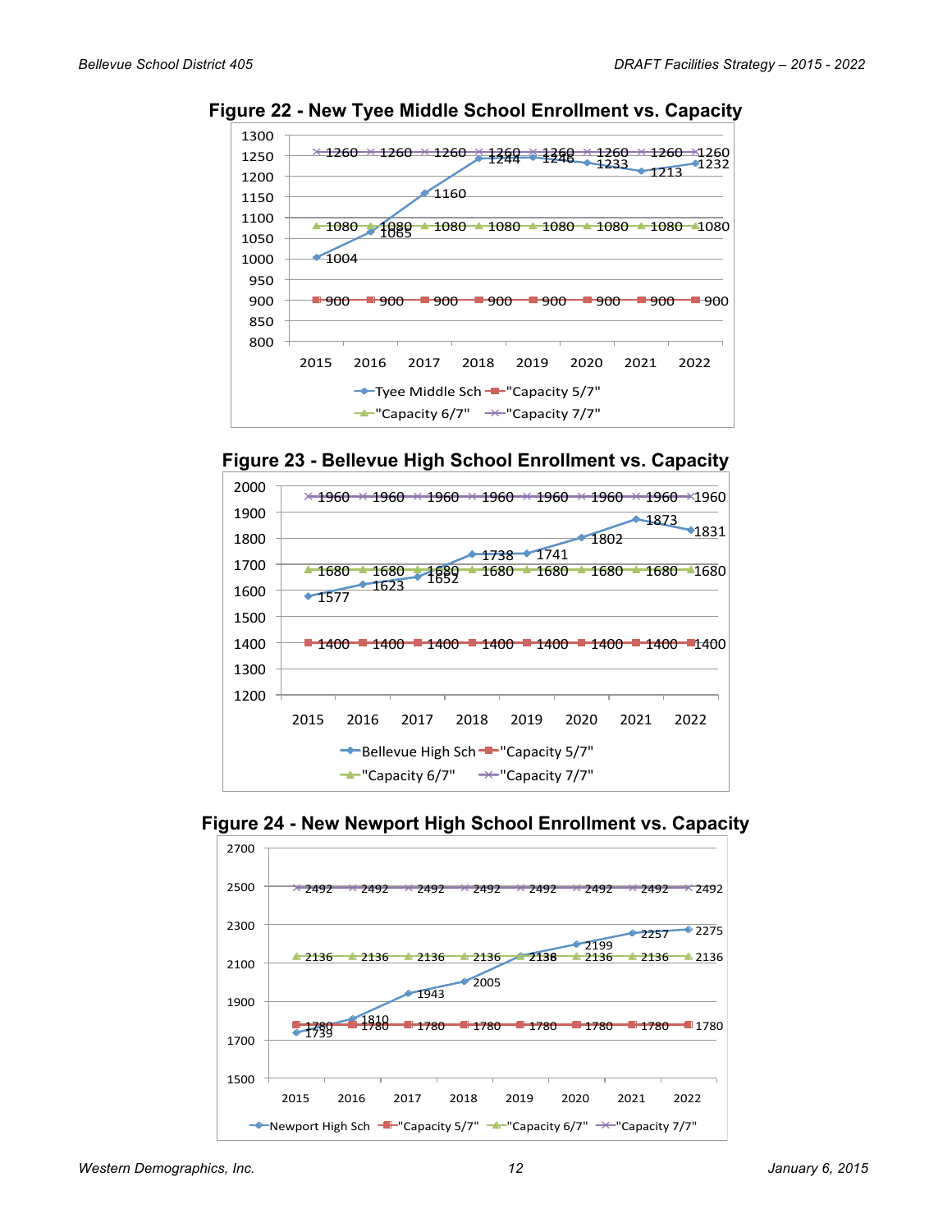**Figure 22 - New Tyee Middle School Enrollment vs. Capacity**

| | 2015 | 2016 | 2017 | 2018 | 2019 | 2020 | 2021 | 2022 |
|---|---|---|---|---|---|---|---|---|
| Tyee Middle Sch | 1004 | 1065 | 1160 | 1244 | 1246 | 1233 | 1213 | 1232 |
| "Capacity 5/7" | 900 | 900 | 900 | 900 | 900 | 900 | 900 | 900 |
| "Capacity 6/7" | 1080 | 1080 | 1080 | 1080 | 1080 | 1080 | 1080 | 1080 |
| "Capacity 7/7" | 1260 | 1260 | 1260 | 1260 | 1260 | 1260 | 1260 | 1260 |

**Figure 23 - Bellevue High School Enrollment vs. Capacity**

| | 2015 | 2016 | 2017 | 2018 | 2019 | 2020 | 2021 | 2022 |
|---|---|---|---|---|---|---|---|---|
| Bellevue High Sch | 1577 | 1623 | 1652 | 1738 | 1741 | 1802 | 1873 | 1831 |
| "Capacity 5/7" | 1400 | 1400 | 1400 | 1400 | 1400 | 1400 | 1400 | 1400 |
| "Capacity 6/7" | 1680 | 1680 | 1680 | 1680 | 1680 | 1680 | 1680 | 1680 |
| "Capacity 7/7" | 1960 | 1960 | 1960 | 1960 | 1960 | 1960 | 1960 | 1960 |

**Figure 24 - New Newport High School Enrollment vs. Capacity**

| | 2015 | 2016 | 2017 | 2018 | 2019 | 2020 | 2021 | 2022 |
|---|---|---|---|---|---|---|---|---|
| Newport High Sch | 1739 | 1810 | 1943 | 2005 | 2138 | 2199 | 2257 | 2275 |
| "Capacity 5/7" | 1780 | 1780 | 1780 | 1780 | 1780 | 1780 | 1780 | 1780 |
| "Capacity 6/7" | 2136 | 2136 | 2136 | 2136 | 2136 | 2136 | 2136 | 2136 |
| "Capacity 7/7" | 2492 | 2492 | 2492 | 2492 | 2492 | 2492 | 2492 | 2492 |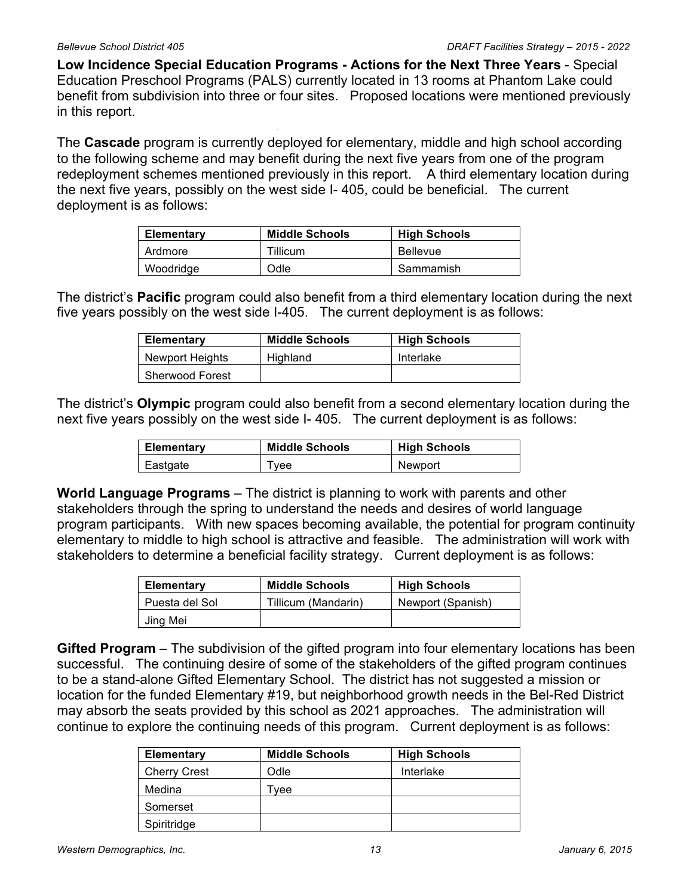**Low Incidence Special Education Programs - Actions for the Next Three Years** - Special Education Preschool Programs (PALS) currently located in 13 rooms at Phantom Lake could benefit from subdivision into three or four sites. Proposed locations were mentioned previously in this report.

The **Cascade** program is currently deployed for elementary, middle and high school according to the following scheme and may benefit during the next five years from one of the program redeployment schemes mentioned previously in this report. A third elementary location during the next five years, possibly on the west side I- 405, could be beneficial. The current deployment is as follows:

| Elementary | Middle Schools | High Schools |
|---|---|---|
| Ardmore | Tillicum | Bellevue |
| Woodridge | Odle | Sammamish |

The district's **Pacific** program could also benefit from a third elementary location during the next five years possibly on the west side I-405. The current deployment is as follows:

| Elementary | Middle Schools | High Schools |
|---|---|---|
| Newport Heights | Highland | Interlake |
| Sherwood Forest | | |

The district's **Olympic** program could also benefit from a second elementary location during the next five years possibly on the west side I- 405. The current deployment is as follows:

| Elementary | Middle Schools | High Schools |
|---|---|---|
| Eastgate | Tyee | Newport |

**World Language Programs** – The district is planning to work with parents and other stakeholders through the spring to understand the needs and desires of world language program participants. With new spaces becoming available, the potential for program continuity elementary to middle to high school is attractive and feasible. The administration will work with stakeholders to determine a beneficial facility strategy. Current deployment is as follows:

| Elementary | Middle Schools | High Schools |
|---|---|---|
| Puesta del Sol | Tillicum (Mandarin) | Newport (Spanish) |
| Jing Mei | | |

**Gifted Program** – The subdivision of the gifted program into four elementary locations has been successful. The continuing desire of some of the stakeholders of the gifted program continues to be a stand-alone Gifted Elementary School. The district has not suggested a mission or location for the funded Elementary #19, but neighborhood growth needs in the Bel-Red District may absorb the seats provided by this school as 2021 approaches. The administration will continue to explore the continuing needs of this program. Current deployment is as follows:

| Elementary | Middle Schools | High Schools |
|---|---|---|
| Cherry Crest | Odle | Interlake |
| Medina | Tyee | |
| Somerset | | |
| Spiritridge | | |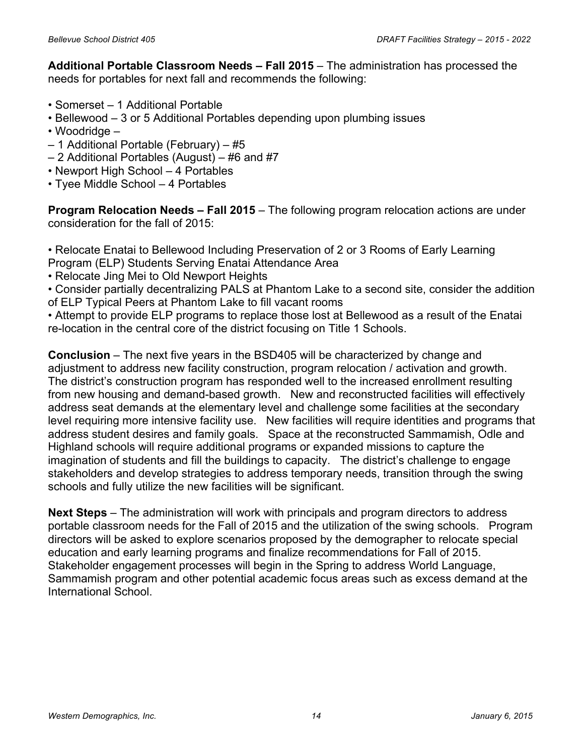**Additional Portable Classroom Needs – Fall 2015** – The administration has processed the needs for portables for next fall and recommends the following:

- Somerset – 1 Additional Portable
- Bellewood – 3 or 5 Additional Portables depending upon plumbing issues
- Woodridge –
  - 1 Additional Portable (February) – #5
  - 2 Additional Portables (August) – #6 and #7
- Newport High School – 4 Portables
- Tyee Middle School – 4 Portables

**Program Relocation Needs – Fall 2015** – The following program relocation actions are under consideration for the fall of 2015:

- Relocate Enatai to Bellewood Including Preservation of 2 or 3 Rooms of Early Learning Program (ELP) Students Serving Enatai Attendance Area
- Relocate Jing Mei to Old Newport Heights
- Consider partially decentralizing PALS at Phantom Lake to a second site, consider the addition of ELP Typical Peers at Phantom Lake to fill vacant rooms
- Attempt to provide ELP programs to replace those lost at Bellewood as a result of the Enatai re-location in the central core of the district focusing on Title 1 Schools.

**Conclusion** – The next five years in the BSD405 will be characterized by change and adjustment to address new facility construction, program relocation / activation and growth. The district's construction program has responded well to the increased enrollment resulting from new housing and demand-based growth. New and reconstructed facilities will effectively address seat demands at the elementary level and challenge some facilities at the secondary level requiring more intensive facility use. New facilities will require identities and programs that address student desires and family goals. Space at the reconstructed Sammamish, Odle and Highland schools will require additional programs or expanded missions to capture the imagination of students and fill the buildings to capacity. The district's challenge to engage stakeholders and develop strategies to address temporary needs, transition through the swing schools and fully utilize the new facilities will be significant.

**Next Steps** – The administration will work with principals and program directors to address portable classroom needs for the Fall of 2015 and the utilization of the swing schools. Program directors will be asked to explore scenarios proposed by the demographer to relocate special education and early learning programs and finalize recommendations for Fall of 2015. Stakeholder engagement processes will begin in the Spring to address World Language, Sammamish program and other potential academic focus areas such as excess demand at the International School.